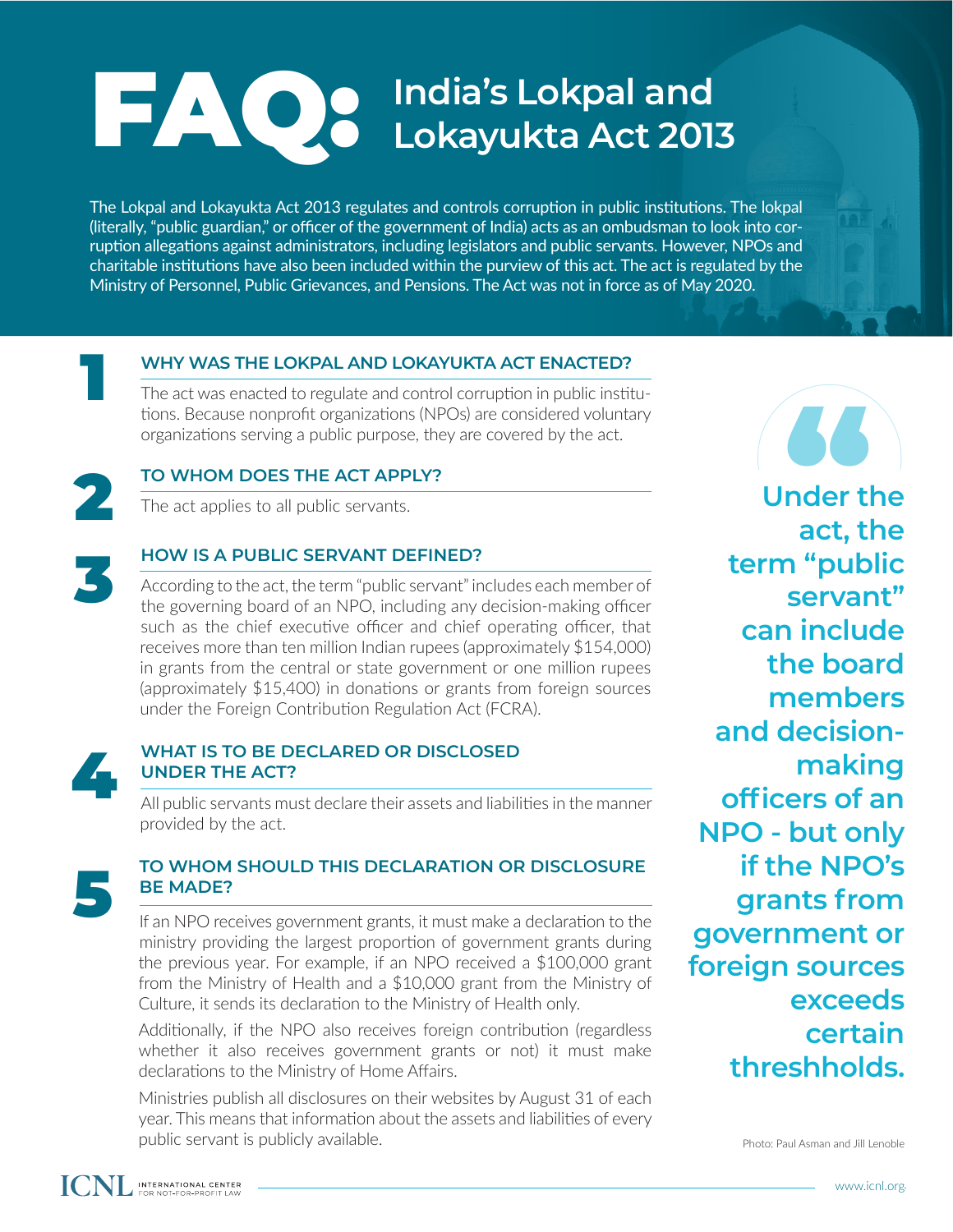# FAQ: India's Lokpal and Lokayukta Act 2013

The Lokpal and Lokayukta Act 2013 regulates and controls corruption in public institutions. The lokpal (literally, "public guardian," or officer of the government of India) acts as an ombudsman to look into corruption allegations against administrators, including legislators and public servants. However, NPOs and charitable institutions have also been included within the purview of this act. The act is regulated by the Ministry of Personnel, Public Grievances, and Pensions. The Act was not in force as of May 2020.

## 1 WHY WAS THE LOKPAL AND LOKAYUKTA ACT ENACTED?

The act was enacted to regulate and control corruption in public institutions. Because nonprofit organizations (NPOs) are considered voluntary organizations serving a public purpose, they are covered by the act.

## 2 TO WHOM DOES THE ACT APPLY?

The act applies to all public servants.

## 3 HOW IS A PUBLIC SERVANT DEFINED?

According to the act, the term "public servant" includes each member of the governing board of an NPO, including any decision-making officer such as the chief executive officer and chief operating officer, that receives more than ten million Indian rupees (approximately $154,000) in grants from the central or state government or one million rupees (approximately $15,400) in donations or grants from foreign sources under the Foreign Contribution Regulation Act (FCRA).

## 4 WHAT IS TO BE DECLARED OR DISCLOSED UNDER THE ACT?

All public servants must declare their assets and liabilities in the manner provided by the act.

## 5 TO WHOM SHOULD THIS DECLARATION OR DISCLOSURE BE MADE?

If an NPO receives government grants, it must make a declaration to the ministry providing the largest proportion of government grants during the previous year. For example, if an NPO received a $100,000 grant from the Ministry of Health and a $10,000 grant from the Ministry of Culture, it sends its declaration to the Ministry of Health only.

Additionally, if the NPO also receives foreign contribution (regardless whether it also receives government grants or not) it must make declarations to the Ministry of Home Affairs.

Ministries publish all disclosures on their websites by August 31 of each year. This means that information about the assets and liabilities of every public servant is publicly available.

> **Under the act, the term "public servant" can include the board members and decision-making officers of an NPO - but only if the NPO's grants from government or foreign sources exceeds certain threshholds.**

Photo: Paul Asman and Jill Lenoble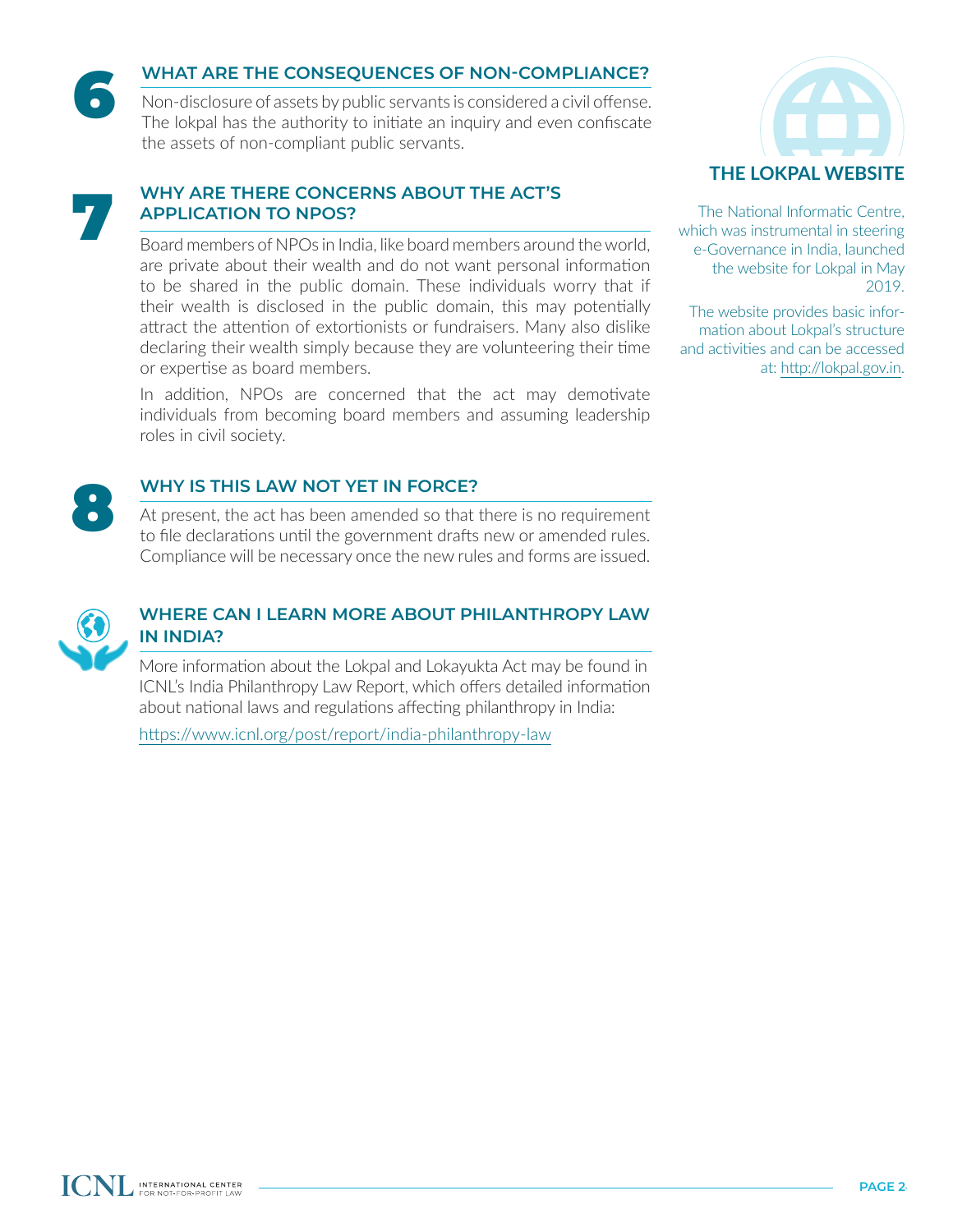## 6 WHAT ARE THE CONSEQUENCES OF NON-COMPLIANCE?

Non-disclosure of assets by public servants is considered a civil offense. The lokpal has the authority to initiate an inquiry and even confiscate the assets of non-compliant public servants.

## 7 WHY ARE THERE CONCERNS ABOUT THE ACT'S APPLICATION TO NPOS?

Board members of NPOs in India, like board members around the world, are private about their wealth and do not want personal information to be shared in the public domain. These individuals worry that if their wealth is disclosed in the public domain, this may potentially attract the attention of extortionists or fundraisers. Many also dislike declaring their wealth simply because they are volunteering their time or expertise as board members.

In addition, NPOs are concerned that the act may demotivate individuals from becoming board members and assuming leadership roles in civil society.

## 8 WHY IS THIS LAW NOT YET IN FORCE?

At present, the act has been amended so that there is no requirement to file declarations until the government drafts new or amended rules. Compliance will be necessary once the new rules and forms are issued.

## WHERE CAN I LEARN MORE ABOUT PHILANTHROPY LAW IN INDIA?

More information about the Lokpal and Lokayukta Act may be found in ICNL's India Philanthropy Law Report, which offers detailed information about national laws and regulations affecting philanthropy in India:

https://www.icnl.org/post/report/india-philanthropy-law

### THE LOKPAL WEBSITE

The National Informatic Centre, which was instrumental in steering e-Governance in India, launched the website for Lokpal in May 2019.

The website provides basic information about Lokpal's structure and activities and can be accessed at: http://lokpal.gov.in.